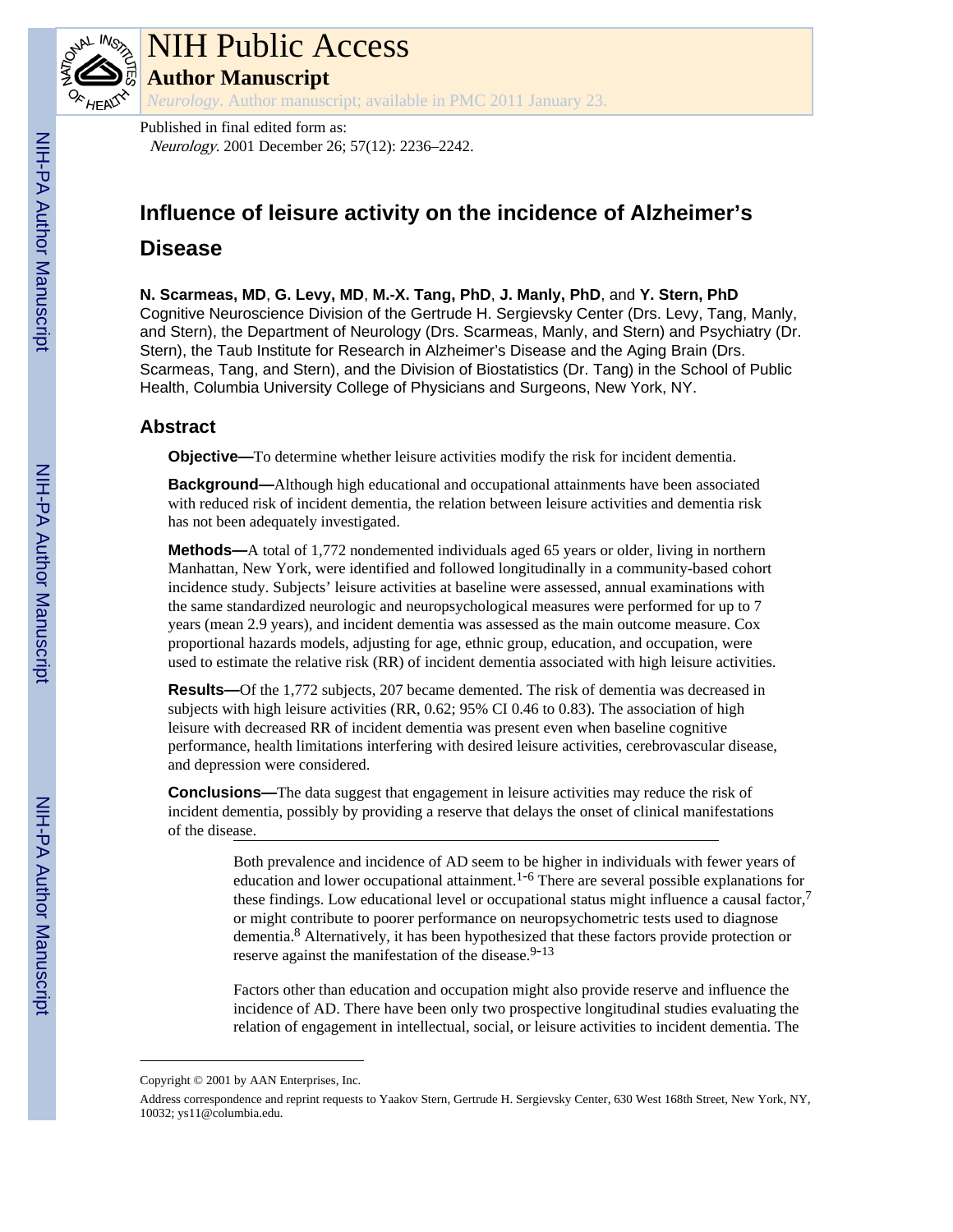# NIH Public Access

## Author Manuscript

*Neurology*. Author manuscript; available in PMC 2011 January 23.

Published in final edited form as:

*Neurology*. 2001 December 26; 57(12): 2236–2242.

# Influence of leisure activity on the incidence of Alzheimer's Disease

**N. Scarmeas, MD**, **G. Levy, MD**, **M.-X. Tang, PhD**, **J. Manly, PhD**, and **Y. Stern, PhD**

Cognitive Neuroscience Division of the Gertrude H. Sergievsky Center (Drs. Levy, Tang, Manly, and Stern), the Department of Neurology (Drs. Scarmeas, Manly, and Stern) and Psychiatry (Dr. Stern), the Taub Institute for Research in Alzheimer's Disease and the Aging Brain (Drs. Scarmeas, Tang, and Stern), and the Division of Biostatistics (Dr. Tang) in the School of Public Health, Columbia University College of Physicians and Surgeons, New York, NY.

## Abstract

**Objective—**To determine whether leisure activities modify the risk for incident dementia.

**Background—**Although high educational and occupational attainments have been associated with reduced risk of incident dementia, the relation between leisure activities and dementia risk has not been adequately investigated.

**Methods—**A total of 1,772 nondemented individuals aged 65 years or older, living in northern Manhattan, New York, were identified and followed longitudinally in a community-based cohort incidence study. Subjects' leisure activities at baseline were assessed, annual examinations with the same standardized neurologic and neuropsychological measures were performed for up to 7 years (mean 2.9 years), and incident dementia was assessed as the main outcome measure. Cox proportional hazards models, adjusting for age, ethnic group, education, and occupation, were used to estimate the relative risk (RR) of incident dementia associated with high leisure activities.

**Results—**Of the 1,772 subjects, 207 became demented. The risk of dementia was decreased in subjects with high leisure activities (RR, 0.62; 95% CI 0.46 to 0.83). The association of high leisure with decreased RR of incident dementia was present even when baseline cognitive performance, health limitations interfering with desired leisure activities, cerebrovascular disease, and depression were considered.

**Conclusions—**The data suggest that engagement in leisure activities may reduce the risk of incident dementia, possibly by providing a reserve that delays the onset of clinical manifestations of the disease.

---

Both prevalence and incidence of AD seem to be higher in individuals with fewer years of education and lower occupational attainment.[1–6] There are several possible explanations for these findings. Low educational level or occupational status might influence a causal factor,[7] or might contribute to poorer performance on neuropsychometric tests used to diagnose dementia.[8] Alternatively, it has been hypothesized that these factors provide protection or reserve against the manifestation of the disease.[9–13]

Factors other than education and occupation might also provide reserve and influence the incidence of AD. There have been only two prospective longitudinal studies evaluating the relation of engagement in intellectual, social, or leisure activities to incident dementia. The

---

Copyright © 2001 by AAN Enterprises, Inc.

Address correspondence and reprint requests to Yaakov Stern, Gertrude H. Sergievsky Center, 630 West 168th Street, New York, NY, 10032; ys11@columbia.edu.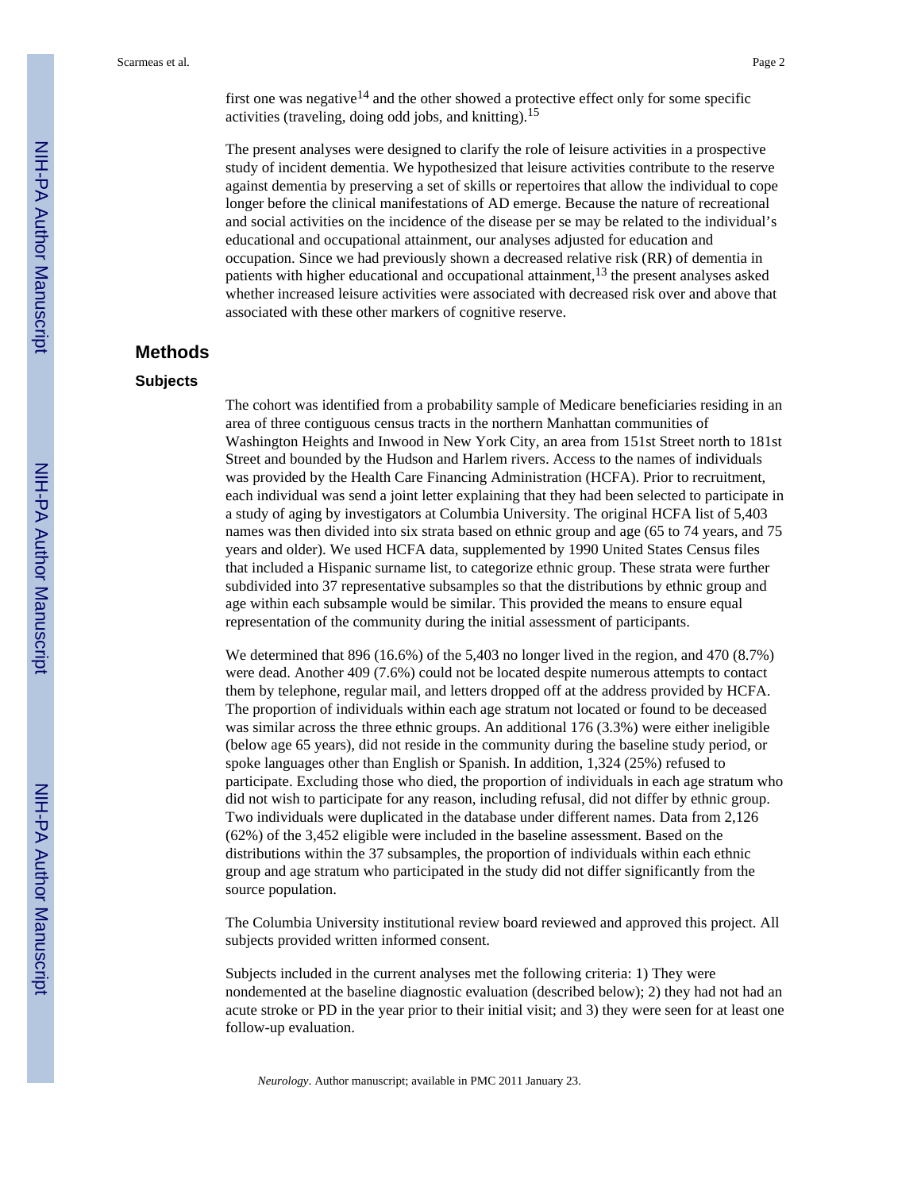first one was negative[14] and the other showed a protective effect only for some specific activities (traveling, doing odd jobs, and knitting).[15]

The present analyses were designed to clarify the role of leisure activities in a prospective study of incident dementia. We hypothesized that leisure activities contribute to the reserve against dementia by preserving a set of skills or repertoires that allow the individual to cope longer before the clinical manifestations of AD emerge. Because the nature of recreational and social activities on the incidence of the disease per se may be related to the individual's educational and occupational attainment, our analyses adjusted for education and occupation. Since we had previously shown a decreased relative risk (RR) of dementia in patients with higher educational and occupational attainment,[13] the present analyses asked whether increased leisure activities were associated with decreased risk over and above that associated with these other markers of cognitive reserve.

## Methods

### Subjects

The cohort was identified from a probability sample of Medicare beneficiaries residing in an area of three contiguous census tracts in the northern Manhattan communities of Washington Heights and Inwood in New York City, an area from 151st Street north to 181st Street and bounded by the Hudson and Harlem rivers. Access to the names of individuals was provided by the Health Care Financing Administration (HCFA). Prior to recruitment, each individual was send a joint letter explaining that they had been selected to participate in a study of aging by investigators at Columbia University. The original HCFA list of 5,403 names was then divided into six strata based on ethnic group and age (65 to 74 years, and 75 years and older). We used HCFA data, supplemented by 1990 United States Census files that included a Hispanic surname list, to categorize ethnic group. These strata were further subdivided into 37 representative subsamples so that the distributions by ethnic group and age within each subsample would be similar. This provided the means to ensure equal representation of the community during the initial assessment of participants.

We determined that 896 (16.6%) of the 5,403 no longer lived in the region, and 470 (8.7%) were dead. Another 409 (7.6%) could not be located despite numerous attempts to contact them by telephone, regular mail, and letters dropped off at the address provided by HCFA. The proportion of individuals within each age stratum not located or found to be deceased was similar across the three ethnic groups. An additional 176 (3.3%) were either ineligible (below age 65 years), did not reside in the community during the baseline study period, or spoke languages other than English or Spanish. In addition, 1,324 (25%) refused to participate. Excluding those who died, the proportion of individuals in each age stratum who did not wish to participate for any reason, including refusal, did not differ by ethnic group. Two individuals were duplicated in the database under different names. Data from 2,126 (62%) of the 3,452 eligible were included in the baseline assessment. Based on the distributions within the 37 subsamples, the proportion of individuals within each ethnic group and age stratum who participated in the study did not differ significantly from the source population.

The Columbia University institutional review board reviewed and approved this project. All subjects provided written informed consent.

Subjects included in the current analyses met the following criteria: 1) They were nondemented at the baseline diagnostic evaluation (described below); 2) they had not had an acute stroke or PD in the year prior to their initial visit; and 3) they were seen for at least one follow-up evaluation.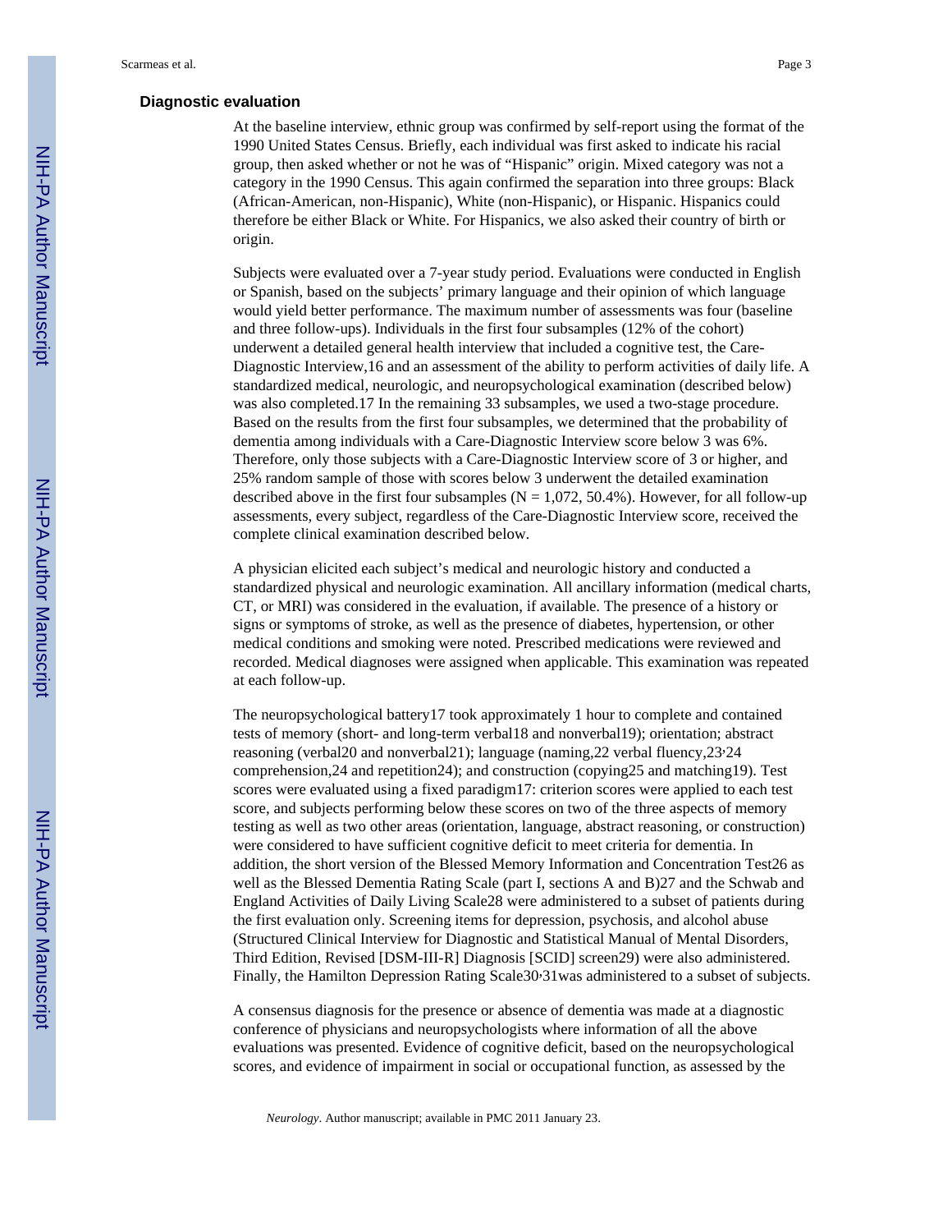### Diagnostic evaluation

At the baseline interview, ethnic group was confirmed by self-report using the format of the 1990 United States Census. Briefly, each individual was first asked to indicate his racial group, then asked whether or not he was of "Hispanic" origin. Mixed category was not a category in the 1990 Census. This again confirmed the separation into three groups: Black (African-American, non-Hispanic), White (non-Hispanic), or Hispanic. Hispanics could therefore be either Black or White. For Hispanics, we also asked their country of birth or origin.

Subjects were evaluated over a 7-year study period. Evaluations were conducted in English or Spanish, based on the subjects' primary language and their opinion of which language would yield better performance. The maximum number of assessments was four (baseline and three follow-ups). Individuals in the first four subsamples (12% of the cohort) underwent a detailed general health interview that included a cognitive test, the Care-Diagnostic Interview,[16] and an assessment of the ability to perform activities of daily life. A standardized medical, neurologic, and neuropsychological examination (described below) was also completed.[17] In the remaining 33 subsamples, we used a two-stage procedure. Based on the results from the first four subsamples, we determined that the probability of dementia among individuals with a Care-Diagnostic Interview score below 3 was 6%. Therefore, only those subjects with a Care-Diagnostic Interview score of 3 or higher, and 25% random sample of those with scores below 3 underwent the detailed examination described above in the first four subsamples (N = 1,072, 50.4%). However, for all follow-up assessments, every subject, regardless of the Care-Diagnostic Interview score, received the complete clinical examination described below.

A physician elicited each subject's medical and neurologic history and conducted a standardized physical and neurologic examination. All ancillary information (medical charts, CT, or MRI) was considered in the evaluation, if available. The presence of a history or signs or symptoms of stroke, as well as the presence of diabetes, hypertension, or other medical conditions and smoking were noted. Prescribed medications were reviewed and recorded. Medical diagnoses were assigned when applicable. This examination was repeated at each follow-up.

The neuropsychological battery[17] took approximately 1 hour to complete and contained tests of memory (short- and long-term verbal[18] and nonverbal[19]); orientation; abstract reasoning (verbal[20] and nonverbal[21]); language (naming,[22] verbal fluency,[23,24] comprehension,[24] and repetition[24]); and construction (copying[25] and matching[19]). Test scores were evaluated using a fixed paradigm[17]: criterion scores were applied to each test score, and subjects performing below these scores on two of the three aspects of memory testing as well as two other areas (orientation, language, abstract reasoning, or construction) were considered to have sufficient cognitive deficit to meet criteria for dementia. In addition, the short version of the Blessed Memory Information and Concentration Test[26] as well as the Blessed Dementia Rating Scale (part I, sections A and B)[27] and the Schwab and England Activities of Daily Living Scale[28] were administered to a subset of patients during the first evaluation only. Screening items for depression, psychosis, and alcohol abuse (Structured Clinical Interview for Diagnostic and Statistical Manual of Mental Disorders, Third Edition, Revised [DSM-III-R] Diagnosis [SCID] screen[29]) were also administered. Finally, the Hamilton Depression Rating Scale[30,31] was administered to a subset of subjects.

A consensus diagnosis for the presence or absence of dementia was made at a diagnostic conference of physicians and neuropsychologists where information of all the above evaluations was presented. Evidence of cognitive deficit, based on the neuropsychological scores, and evidence of impairment in social or occupational function, as assessed by the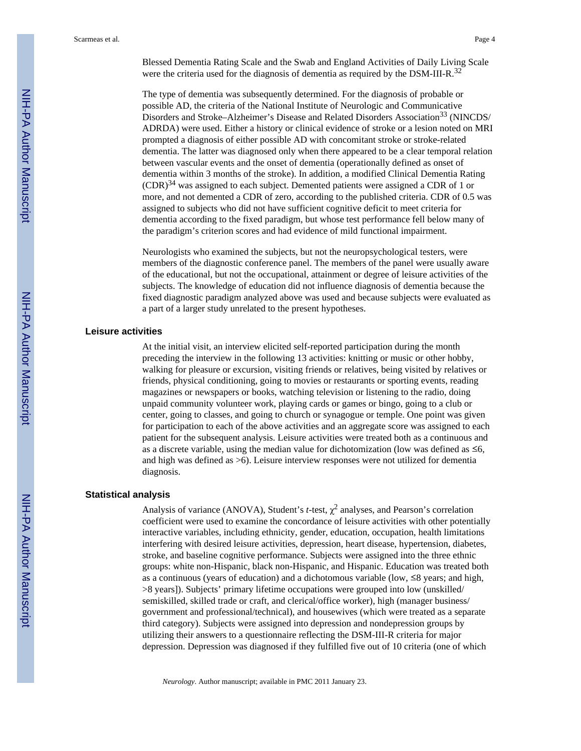Blessed Dementia Rating Scale and the Swab and England Activities of Daily Living Scale were the criteria used for the diagnosis of dementia as required by the DSM-III-R.[32]

The type of dementia was subsequently determined. For the diagnosis of probable or possible AD, the criteria of the National Institute of Neurologic and Communicative Disorders and Stroke–Alzheimer's Disease and Related Disorders Association[33] (NINCDS/ADRDA) were used. Either a history or clinical evidence of stroke or a lesion noted on MRI prompted a diagnosis of either possible AD with concomitant stroke or stroke-related dementia. The latter was diagnosed only when there appeared to be a clear temporal relation between vascular events and the onset of dementia (operationally defined as onset of dementia within 3 months of the stroke). In addition, a modified Clinical Dementia Rating (CDR)[34] was assigned to each subject. Demented patients were assigned a CDR of 1 or more, and not demented a CDR of zero, according to the published criteria. CDR of 0.5 was assigned to subjects who did not have sufficient cognitive deficit to meet criteria for dementia according to the fixed paradigm, but whose test performance fell below many of the paradigm's criterion scores and had evidence of mild functional impairment.

Neurologists who examined the subjects, but not the neuropsychological testers, were members of the diagnostic conference panel. The members of the panel were usually aware of the educational, but not the occupational, attainment or degree of leisure activities of the subjects. The knowledge of education did not influence diagnosis of dementia because the fixed diagnostic paradigm analyzed above was used and because subjects were evaluated as a part of a larger study unrelated to the present hypotheses.

### Leisure activities

At the initial visit, an interview elicited self-reported participation during the month preceding the interview in the following 13 activities: knitting or music or other hobby, walking for pleasure or excursion, visiting friends or relatives, being visited by relatives or friends, physical conditioning, going to movies or restaurants or sporting events, reading magazines or newspapers or books, watching television or listening to the radio, doing unpaid community volunteer work, playing cards or games or bingo, going to a club or center, going to classes, and going to church or synagogue or temple. One point was given for participation to each of the above activities and an aggregate score was assigned to each patient for the subsequent analysis. Leisure activities were treated both as a continuous and as a discrete variable, using the median value for dichotomization (low was defined as $\leq 6$, and high was defined as $>6$). Leisure interview responses were not utilized for dementia diagnosis.

### Statistical analysis

Analysis of variance (ANOVA), Student's *t*-test, $\chi^2$ analyses, and Pearson's correlation coefficient were used to examine the concordance of leisure activities with other potentially interactive variables, including ethnicity, gender, education, occupation, health limitations interfering with desired leisure activities, depression, heart disease, hypertension, diabetes, stroke, and baseline cognitive performance. Subjects were assigned into the three ethnic groups: white non-Hispanic, black non-Hispanic, and Hispanic. Education was treated both as a continuous (years of education) and a dichotomous variable (low, $\leq 8$ years; and high, $>8$ years]). Subjects' primary lifetime occupations were grouped into low (unskilled/semiskilled, skilled trade or craft, and clerical/office worker), high (manager business/government and professional/technical), and housewives (which were treated as a separate third category). Subjects were assigned into depression and nondepression groups by utilizing their answers to a questionnaire reflecting the DSM-III-R criteria for major depression. Depression was diagnosed if they fulfilled five out of 10 criteria (one of which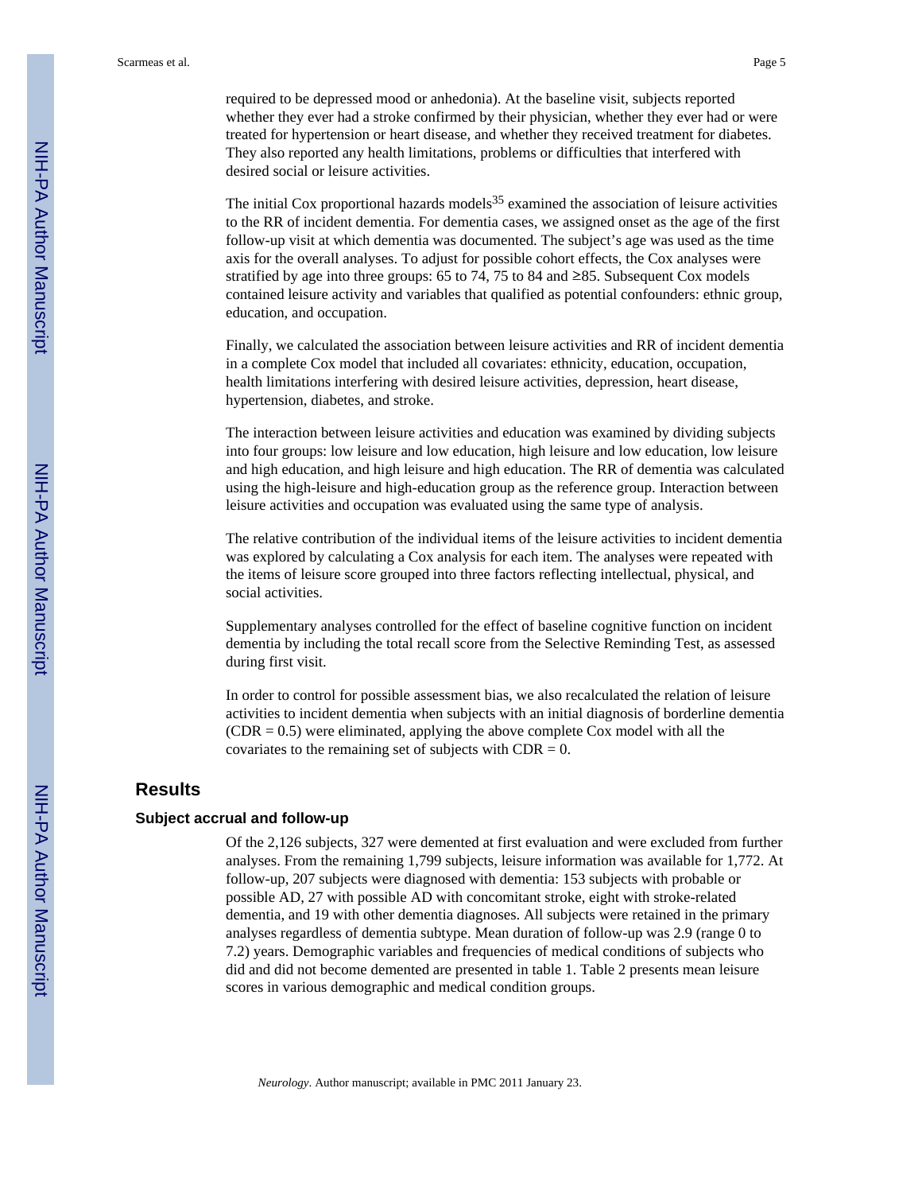required to be depressed mood or anhedonia). At the baseline visit, subjects reported whether they ever had a stroke confirmed by their physician, whether they ever had or were treated for hypertension or heart disease, and whether they received treatment for diabetes. They also reported any health limitations, problems or difficulties that interfered with desired social or leisure activities.

The initial Cox proportional hazards models[35] examined the association of leisure activities to the RR of incident dementia. For dementia cases, we assigned onset as the age of the first follow-up visit at which dementia was documented. The subject's age was used as the time axis for the overall analyses. To adjust for possible cohort effects, the Cox analyses were stratified by age into three groups: 65 to 74, 75 to 84 and ≥85. Subsequent Cox models contained leisure activity and variables that qualified as potential confounders: ethnic group, education, and occupation.

Finally, we calculated the association between leisure activities and RR of incident dementia in a complete Cox model that included all covariates: ethnicity, education, occupation, health limitations interfering with desired leisure activities, depression, heart disease, hypertension, diabetes, and stroke.

The interaction between leisure activities and education was examined by dividing subjects into four groups: low leisure and low education, high leisure and low education, low leisure and high education, and high leisure and high education. The RR of dementia was calculated using the high-leisure and high-education group as the reference group. Interaction between leisure activities and occupation was evaluated using the same type of analysis.

The relative contribution of the individual items of the leisure activities to incident dementia was explored by calculating a Cox analysis for each item. The analyses were repeated with the items of leisure score grouped into three factors reflecting intellectual, physical, and social activities.

Supplementary analyses controlled for the effect of baseline cognitive function on incident dementia by including the total recall score from the Selective Reminding Test, as assessed during first visit.

In order to control for possible assessment bias, we also recalculated the relation of leisure activities to incident dementia when subjects with an initial diagnosis of borderline dementia (CDR = 0.5) were eliminated, applying the above complete Cox model with all the covariates to the remaining set of subjects with CDR = 0.

## Results

### Subject accrual and follow-up

Of the 2,126 subjects, 327 were demented at first evaluation and were excluded from further analyses. From the remaining 1,799 subjects, leisure information was available for 1,772. At follow-up, 207 subjects were diagnosed with dementia: 153 subjects with probable or possible AD, 27 with possible AD with concomitant stroke, eight with stroke-related dementia, and 19 with other dementia diagnoses. All subjects were retained in the primary analyses regardless of dementia subtype. Mean duration of follow-up was 2.9 (range 0 to 7.2) years. Demographic variables and frequencies of medical conditions of subjects who did and did not become demented are presented in table 1. Table 2 presents mean leisure scores in various demographic and medical condition groups.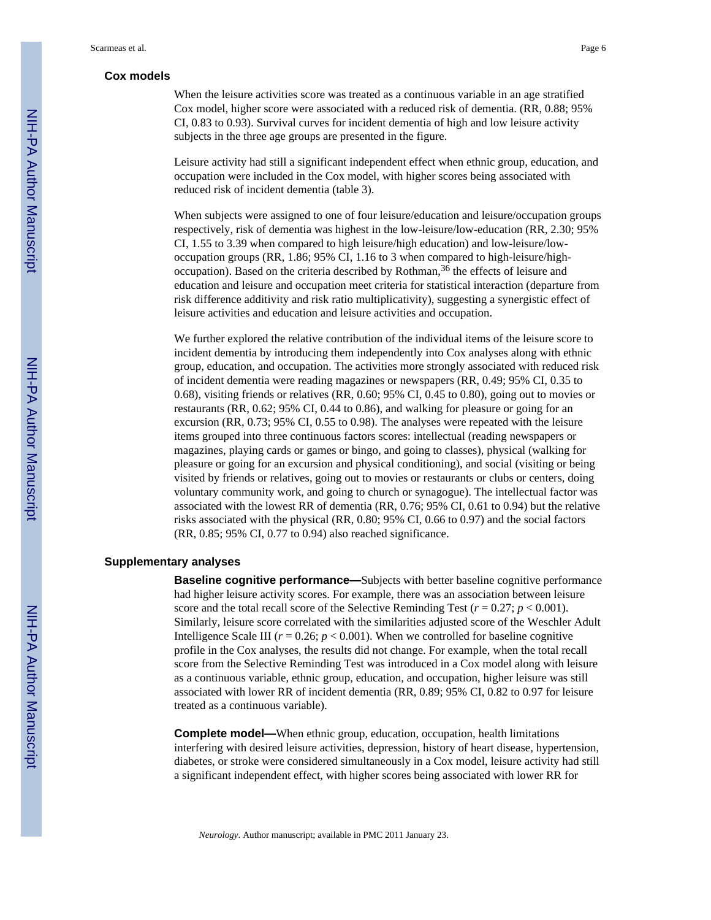## Cox models

When the leisure activities score was treated as a continuous variable in an age stratified Cox model, higher score were associated with a reduced risk of dementia. (RR, 0.88; 95% CI, 0.83 to 0.93). Survival curves for incident dementia of high and low leisure activity subjects in the three age groups are presented in the figure.

Leisure activity had still a significant independent effect when ethnic group, education, and occupation were included in the Cox model, with higher scores being associated with reduced risk of incident dementia (table 3).

When subjects were assigned to one of four leisure/education and leisure/occupation groups respectively, risk of dementia was highest in the low-leisure/low-education (RR, 2.30; 95% CI, 1.55 to 3.39 when compared to high leisure/high education) and low-leisure/low-occupation groups (RR, 1.86; 95% CI, 1.16 to 3 when compared to high-leisure/high-occupation). Based on the criteria described by Rothman,[36] the effects of leisure and education and leisure and occupation meet criteria for statistical interaction (departure from risk difference additivity and risk ratio multiplicativity), suggesting a synergistic effect of leisure activities and education and leisure activities and occupation.

We further explored the relative contribution of the individual items of the leisure score to incident dementia by introducing them independently into Cox analyses along with ethnic group, education, and occupation. The activities more strongly associated with reduced risk of incident dementia were reading magazines or newspapers (RR, 0.49; 95% CI, 0.35 to 0.68), visiting friends or relatives (RR, 0.60; 95% CI, 0.45 to 0.80), going out to movies or restaurants (RR, 0.62; 95% CI, 0.44 to 0.86), and walking for pleasure or going for an excursion (RR, 0.73; 95% CI, 0.55 to 0.98). The analyses were repeated with the leisure items grouped into three continuous factors scores: intellectual (reading newspapers or magazines, playing cards or games or bingo, and going to classes), physical (walking for pleasure or going for an excursion and physical conditioning), and social (visiting or being visited by friends or relatives, going out to movies or restaurants or clubs or centers, doing voluntary community work, and going to church or synagogue). The intellectual factor was associated with the lowest RR of dementia (RR, 0.76; 95% CI, 0.61 to 0.94) but the relative risks associated with the physical (RR, 0.80; 95% CI, 0.66 to 0.97) and the social factors (RR, 0.85; 95% CI, 0.77 to 0.94) also reached significance.

## Supplementary analyses

**Baseline cognitive performance—**Subjects with better baseline cognitive performance had higher leisure activity scores. For example, there was an association between leisure score and the total recall score of the Selective Reminding Test ($r = 0.27$; $p < 0.001$). Similarly, leisure score correlated with the similarities adjusted score of the Weschler Adult Intelligence Scale III ($r = 0.26$; $p < 0.001$). When we controlled for baseline cognitive profile in the Cox analyses, the results did not change. For example, when the total recall score from the Selective Reminding Test was introduced in a Cox model along with leisure as a continuous variable, ethnic group, education, and occupation, higher leisure was still associated with lower RR of incident dementia (RR, 0.89; 95% CI, 0.82 to 0.97 for leisure treated as a continuous variable).

**Complete model—**When ethnic group, education, occupation, health limitations interfering with desired leisure activities, depression, history of heart disease, hypertension, diabetes, or stroke were considered simultaneously in a Cox model, leisure activity had still a significant independent effect, with higher scores being associated with lower RR for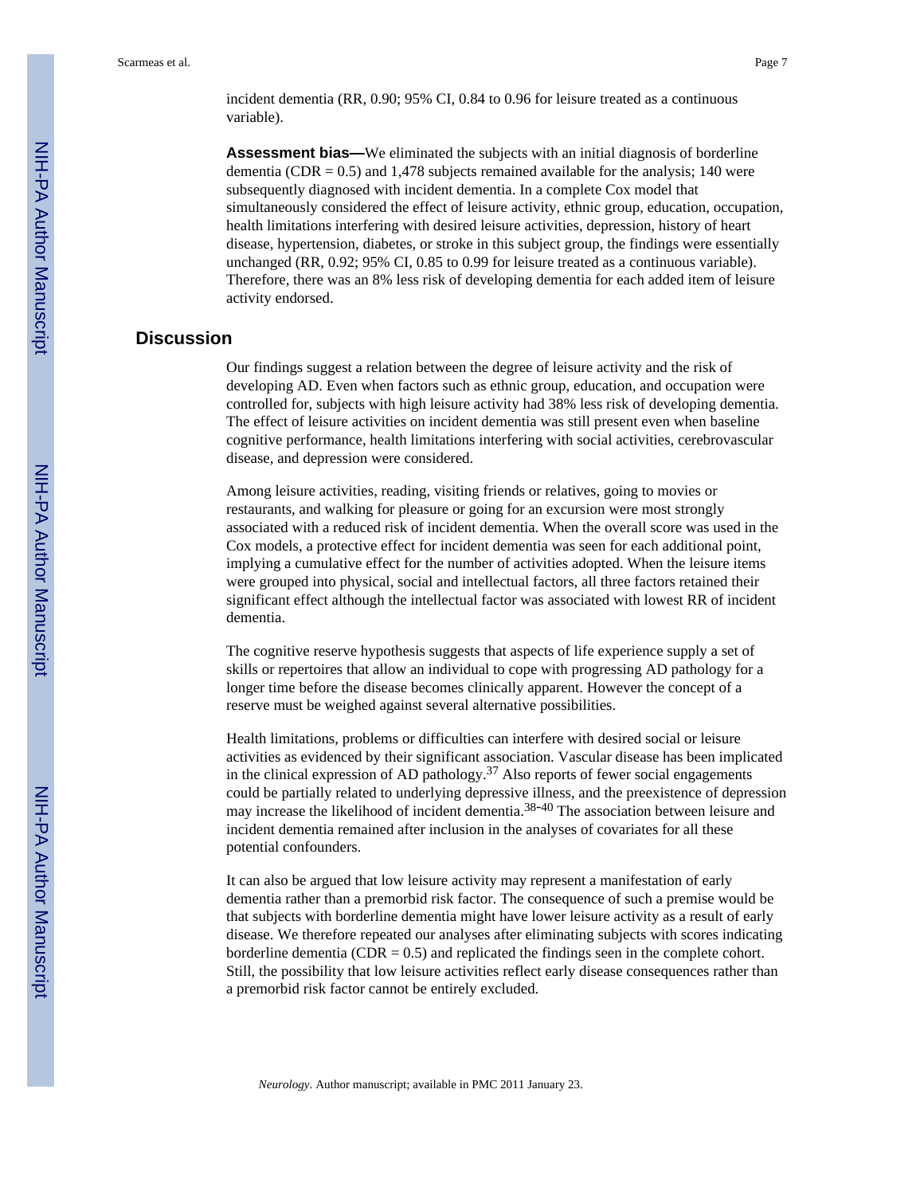incident dementia (RR, 0.90; 95% CI, 0.84 to 0.96 for leisure treated as a continuous variable).

**Assessment bias—**We eliminated the subjects with an initial diagnosis of borderline dementia (CDR = 0.5) and 1,478 subjects remained available for the analysis; 140 were subsequently diagnosed with incident dementia. In a complete Cox model that simultaneously considered the effect of leisure activity, ethnic group, education, occupation, health limitations interfering with desired leisure activities, depression, history of heart disease, hypertension, diabetes, or stroke in this subject group, the findings were essentially unchanged (RR, 0.92; 95% CI, 0.85 to 0.99 for leisure treated as a continuous variable). Therefore, there was an 8% less risk of developing dementia for each added item of leisure activity endorsed.

## Discussion

Our findings suggest a relation between the degree of leisure activity and the risk of developing AD. Even when factors such as ethnic group, education, and occupation were controlled for, subjects with high leisure activity had 38% less risk of developing dementia. The effect of leisure activities on incident dementia was still present even when baseline cognitive performance, health limitations interfering with social activities, cerebrovascular disease, and depression were considered.

Among leisure activities, reading, visiting friends or relatives, going to movies or restaurants, and walking for pleasure or going for an excursion were most strongly associated with a reduced risk of incident dementia. When the overall score was used in the Cox models, a protective effect for incident dementia was seen for each additional point, implying a cumulative effect for the number of activities adopted. When the leisure items were grouped into physical, social and intellectual factors, all three factors retained their significant effect although the intellectual factor was associated with lowest RR of incident dementia.

The cognitive reserve hypothesis suggests that aspects of life experience supply a set of skills or repertoires that allow an individual to cope with progressing AD pathology for a longer time before the disease becomes clinically apparent. However the concept of a reserve must be weighed against several alternative possibilities.

Health limitations, problems or difficulties can interfere with desired social or leisure activities as evidenced by their significant association. Vascular disease has been implicated in the clinical expression of AD pathology.[37] Also reports of fewer social engagements could be partially related to underlying depressive illness, and the preexistence of depression may increase the likelihood of incident dementia.[38-40] The association between leisure and incident dementia remained after inclusion in the analyses of covariates for all these potential confounders.

It can also be argued that low leisure activity may represent a manifestation of early dementia rather than a premorbid risk factor. The consequence of such a premise would be that subjects with borderline dementia might have lower leisure activity as a result of early disease. We therefore repeated our analyses after eliminating subjects with scores indicating borderline dementia (CDR = 0.5) and replicated the findings seen in the complete cohort. Still, the possibility that low leisure activities reflect early disease consequences rather than a premorbid risk factor cannot be entirely excluded.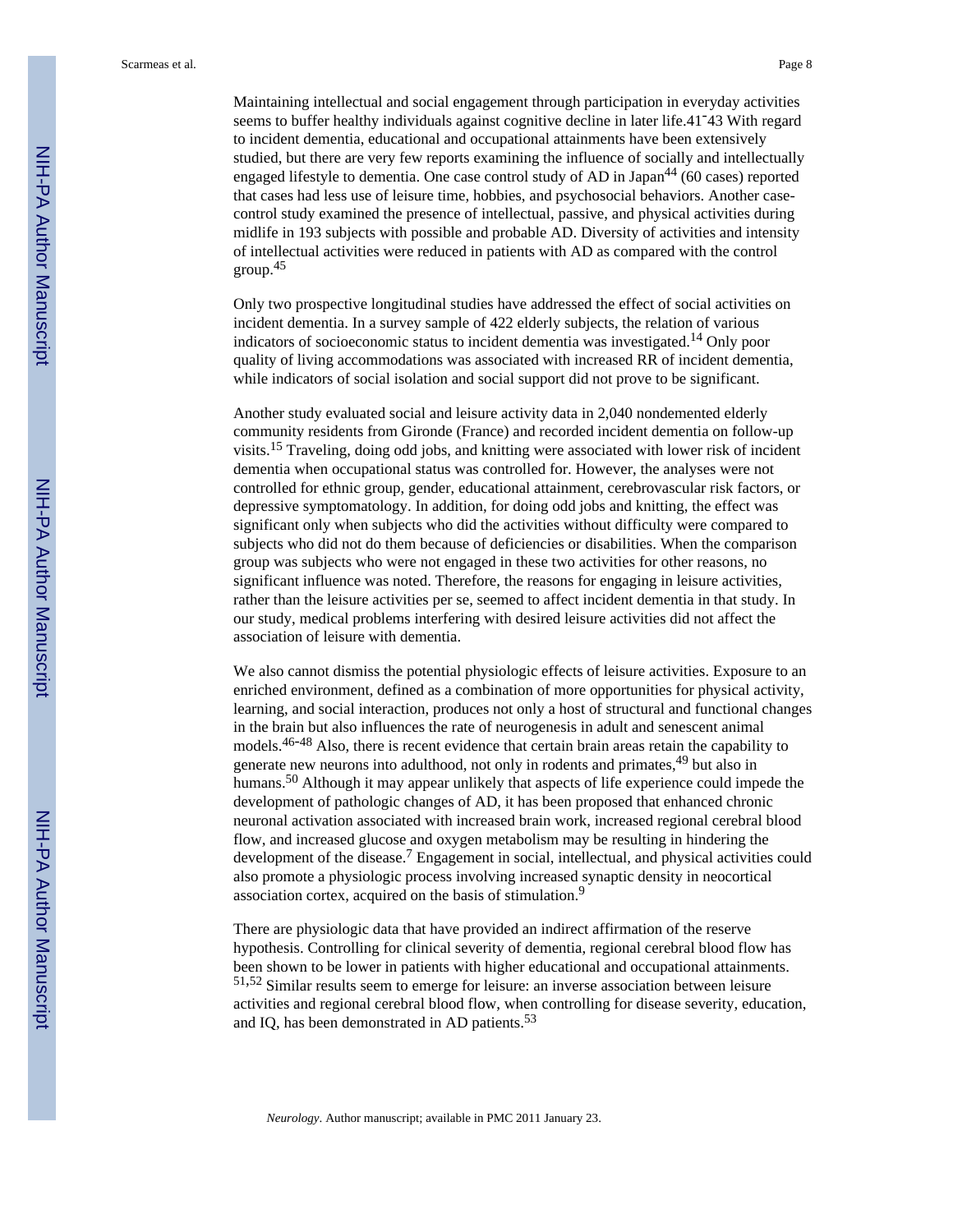Maintaining intellectual and social engagement through participation in everyday activities seems to buffer healthy individuals against cognitive decline in later life.[41-43] With regard to incident dementia, educational and occupational attainments have been extensively studied, but there are very few reports examining the influence of socially and intellectually engaged lifestyle to dementia. One case control study of AD in Japan[44] (60 cases) reported that cases had less use of leisure time, hobbies, and psychosocial behaviors. Another case-control study examined the presence of intellectual, passive, and physical activities during midlife in 193 subjects with possible and probable AD. Diversity of activities and intensity of intellectual activities were reduced in patients with AD as compared with the control group.[45]

Only two prospective longitudinal studies have addressed the effect of social activities on incident dementia. In a survey sample of 422 elderly subjects, the relation of various indicators of socioeconomic status to incident dementia was investigated.[14] Only poor quality of living accommodations was associated with increased RR of incident dementia, while indicators of social isolation and social support did not prove to be significant.

Another study evaluated social and leisure activity data in 2,040 nondemented elderly community residents from Gironde (France) and recorded incident dementia on follow-up visits.[15] Traveling, doing odd jobs, and knitting were associated with lower risk of incident dementia when occupational status was controlled for. However, the analyses were not controlled for ethnic group, gender, educational attainment, cerebrovascular risk factors, or depressive symptomatology. In addition, for doing odd jobs and knitting, the effect was significant only when subjects who did the activities without difficulty were compared to subjects who did not do them because of deficiencies or disabilities. When the comparison group was subjects who were not engaged in these two activities for other reasons, no significant influence was noted. Therefore, the reasons for engaging in leisure activities, rather than the leisure activities per se, seemed to affect incident dementia in that study. In our study, medical problems interfering with desired leisure activities did not affect the association of leisure with dementia.

We also cannot dismiss the potential physiologic effects of leisure activities. Exposure to an enriched environment, defined as a combination of more opportunities for physical activity, learning, and social interaction, produces not only a host of structural and functional changes in the brain but also influences the rate of neurogenesis in adult and senescent animal models.[46-48] Also, there is recent evidence that certain brain areas retain the capability to generate new neurons into adulthood, not only in rodents and primates,[49] but also in humans.[50] Although it may appear unlikely that aspects of life experience could impede the development of pathologic changes of AD, it has been proposed that enhanced chronic neuronal activation associated with increased brain work, increased regional cerebral blood flow, and increased glucose and oxygen metabolism may be resulting in hindering the development of the disease.[7] Engagement in social, intellectual, and physical activities could also promote a physiologic process involving increased synaptic density in neocortical association cortex, acquired on the basis of stimulation.[9]

There are physiologic data that have provided an indirect affirmation of the reserve hypothesis. Controlling for clinical severity of dementia, regional cerebral blood flow has been shown to be lower in patients with higher educational and occupational attainments.[51,52] Similar results seem to emerge for leisure: an inverse association between leisure activities and regional cerebral blood flow, when controlling for disease severity, education, and IQ, has been demonstrated in AD patients.[53]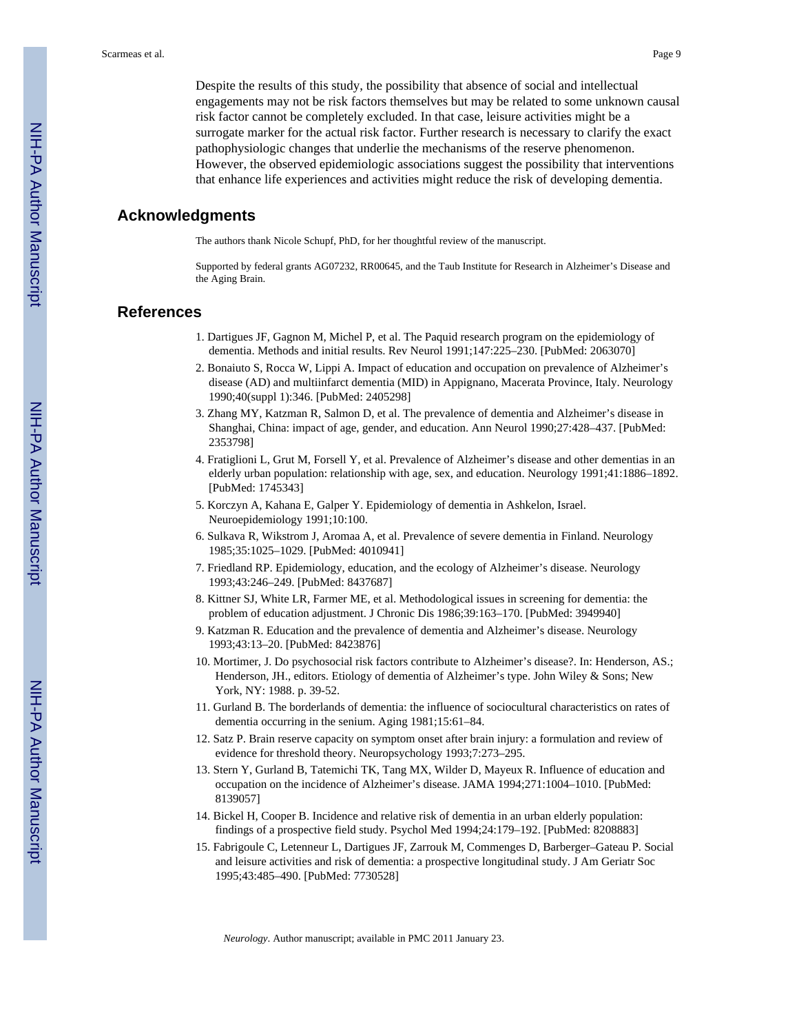Despite the results of this study, the possibility that absence of social and intellectual engagements may not be risk factors themselves but may be related to some unknown causal risk factor cannot be completely excluded. In that case, leisure activities might be a surrogate marker for the actual risk factor. Further research is necessary to clarify the exact pathophysiologic changes that underlie the mechanisms of the reserve phenomenon. However, the observed epidemiologic associations suggest the possibility that interventions that enhance life experiences and activities might reduce the risk of developing dementia.

## Acknowledgments

The authors thank Nicole Schupf, PhD, for her thoughtful review of the manuscript.

Supported by federal grants AG07232, RR00645, and the Taub Institute for Research in Alzheimer's Disease and the Aging Brain.

## References

1. Dartigues JF, Gagnon M, Michel P, et al. The Paquid research program on the epidemiology of dementia. Methods and initial results. Rev Neurol 1991;147:225–230. [PubMed: 2063070]
2. Bonaiuto S, Rocca W, Lippi A. Impact of education and occupation on prevalence of Alzheimer's disease (AD) and multiinfarct dementia (MID) in Appignano, Macerata Province, Italy. Neurology 1990;40(suppl 1):346. [PubMed: 2405298]
3. Zhang MY, Katzman R, Salmon D, et al. The prevalence of dementia and Alzheimer's disease in Shanghai, China: impact of age, gender, and education. Ann Neurol 1990;27:428–437. [PubMed: 2353798]
4. Fratiglioni L, Grut M, Forsell Y, et al. Prevalence of Alzheimer's disease and other dementias in an elderly urban population: relationship with age, sex, and education. Neurology 1991;41:1886–1892. [PubMed: 1745343]
5. Korczyn A, Kahana E, Galper Y. Epidemiology of dementia in Ashkelon, Israel. Neuroepidemiology 1991;10:100.
6. Sulkava R, Wikstrom J, Aromaa A, et al. Prevalence of severe dementia in Finland. Neurology 1985;35:1025–1029. [PubMed: 4010941]
7. Friedland RP. Epidemiology, education, and the ecology of Alzheimer's disease. Neurology 1993;43:246–249. [PubMed: 8437687]
8. Kittner SJ, White LR, Farmer ME, et al. Methodological issues in screening for dementia: the problem of education adjustment. J Chronic Dis 1986;39:163–170. [PubMed: 3949940]
9. Katzman R. Education and the prevalence of dementia and Alzheimer's disease. Neurology 1993;43:13–20. [PubMed: 8423876]
10. Mortimer, J. Do psychosocial risk factors contribute to Alzheimer's disease?. In: Henderson, AS.; Henderson, JH., editors. Etiology of dementia of Alzheimer's type. John Wiley & Sons; New York, NY: 1988. p. 39-52.
11. Gurland B. The borderlands of dementia: the influence of sociocultural characteristics on rates of dementia occurring in the senium. Aging 1981;15:61–84.
12. Satz P. Brain reserve capacity on symptom onset after brain injury: a formulation and review of evidence for threshold theory. Neuropsychology 1993;7:273–295.
13. Stern Y, Gurland B, Tatemichi TK, Tang MX, Wilder D, Mayeux R. Influence of education and occupation on the incidence of Alzheimer's disease. JAMA 1994;271:1004–1010. [PubMed: 8139057]
14. Bickel H, Cooper B. Incidence and relative risk of dementia in an urban elderly population: findings of a prospective field study. Psychol Med 1994;24:179–192. [PubMed: 8208883]
15. Fabrigoule C, Letenneur L, Dartigues JF, Zarrouk M, Commenges D, Barberger–Gateau P. Social and leisure activities and risk of dementia: a prospective longitudinal study. J Am Geriatr Soc 1995;43:485–490. [PubMed: 7730528]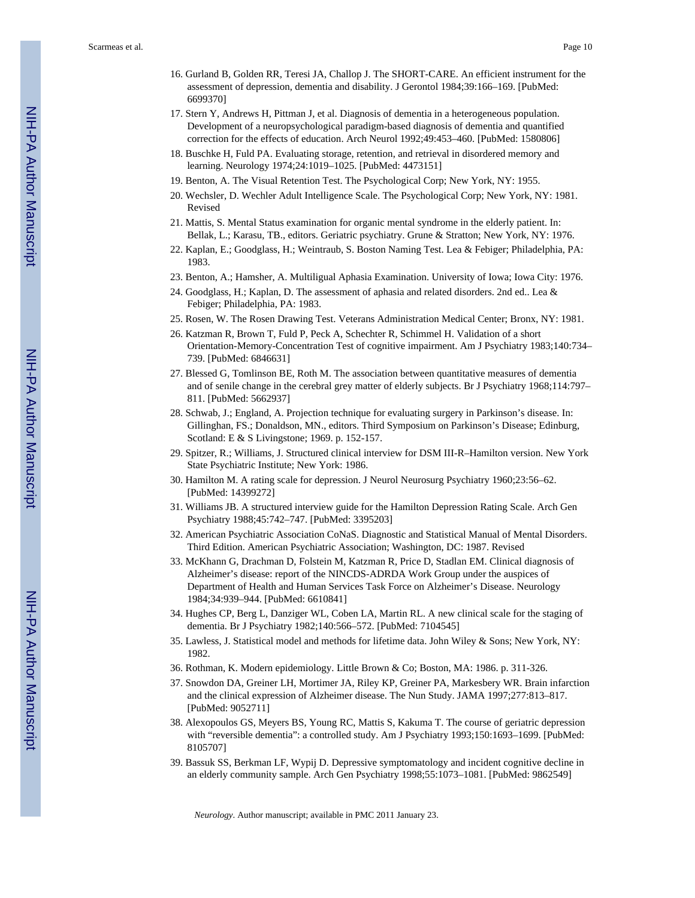16. Gurland B, Golden RR, Teresi JA, Challop J. The SHORT-CARE. An efficient instrument for the assessment of depression, dementia and disability. J Gerontol 1984;39:166–169. [PubMed: 6699370]
17. Stern Y, Andrews H, Pittman J, et al. Diagnosis of dementia in a heterogeneous population. Development of a neuropsychological paradigm-based diagnosis of dementia and quantified correction for the effects of education. Arch Neurol 1992;49:453–460. [PubMed: 1580806]
18. Buschke H, Fuld PA. Evaluating storage, retention, and retrieval in disordered memory and learning. Neurology 1974;24:1019–1025. [PubMed: 4473151]
19. Benton, A. The Visual Retention Test. The Psychological Corp; New York, NY: 1955.
20. Wechsler, D. Wechler Adult Intelligence Scale. The Psychological Corp; New York, NY: 1981. Revised
21. Mattis, S. Mental Status examination for organic mental syndrome in the elderly patient. In: Bellak, L.; Karasu, TB., editors. Geriatric psychiatry. Grune & Stratton; New York, NY: 1976.
22. Kaplan, E.; Goodglass, H.; Weintraub, S. Boston Naming Test. Lea & Febiger; Philadelphia, PA: 1983.
23. Benton, A.; Hamsher, A. Multiligual Aphasia Examination. University of Iowa; Iowa City: 1976.
24. Goodglass, H.; Kaplan, D. The assessment of aphasia and related disorders. 2nd ed.. Lea & Febiger; Philadelphia, PA: 1983.
25. Rosen, W. The Rosen Drawing Test. Veterans Administration Medical Center; Bronx, NY: 1981.
26. Katzman R, Brown T, Fuld P, Peck A, Schechter R, Schimmel H. Validation of a short Orientation-Memory-Concentration Test of cognitive impairment. Am J Psychiatry 1983;140:734–739. [PubMed: 6846631]
27. Blessed G, Tomlinson BE, Roth M. The association between quantitative measures of dementia and of senile change in the cerebral grey matter of elderly subjects. Br J Psychiatry 1968;114:797–811. [PubMed: 5662937]
28. Schwab, J.; England, A. Projection technique for evaluating surgery in Parkinson's disease. In: Gillinghan, FS.; Donaldson, MN., editors. Third Symposium on Parkinson's Disease; Edinburg, Scotland: E & S Livingstone; 1969. p. 152-157.
29. Spitzer, R.; Williams, J. Structured clinical interview for DSM III-R–Hamilton version. New York State Psychiatric Institute; New York: 1986.
30. Hamilton M. A rating scale for depression. J Neurol Neurosurg Psychiatry 1960;23:56–62. [PubMed: 14399272]
31. Williams JB. A structured interview guide for the Hamilton Depression Rating Scale. Arch Gen Psychiatry 1988;45:742–747. [PubMed: 3395203]
32. American Psychiatric Association CoNaS. Diagnostic and Statistical Manual of Mental Disorders. Third Edition. American Psychiatric Association; Washington, DC: 1987. Revised
33. McKhann G, Drachman D, Folstein M, Katzman R, Price D, Stadlan EM. Clinical diagnosis of Alzheimer's disease: report of the NINCDS-ADRDA Work Group under the auspices of Department of Health and Human Services Task Force on Alzheimer's Disease. Neurology 1984;34:939–944. [PubMed: 6610841]
34. Hughes CP, Berg L, Danziger WL, Coben LA, Martin RL. A new clinical scale for the staging of dementia. Br J Psychiatry 1982;140:566–572. [PubMed: 7104545]
35. Lawless, J. Statistical model and methods for lifetime data. John Wiley & Sons; New York, NY: 1982.
36. Rothman, K. Modern epidemiology. Little Brown & Co; Boston, MA: 1986. p. 311-326.
37. Snowdon DA, Greiner LH, Mortimer JA, Riley KP, Greiner PA, Markesbery WR. Brain infarction and the clinical expression of Alzheimer disease. The Nun Study. JAMA 1997;277:813–817. [PubMed: 9052711]
38. Alexopoulos GS, Meyers BS, Young RC, Mattis S, Kakuma T. The course of geriatric depression with "reversible dementia": a controlled study. Am J Psychiatry 1993;150:1693–1699. [PubMed: 8105707]
39. Bassuk SS, Berkman LF, Wypij D. Depressive symptomatology and incident cognitive decline in an elderly community sample. Arch Gen Psychiatry 1998;55:1073–1081. [PubMed: 9862549]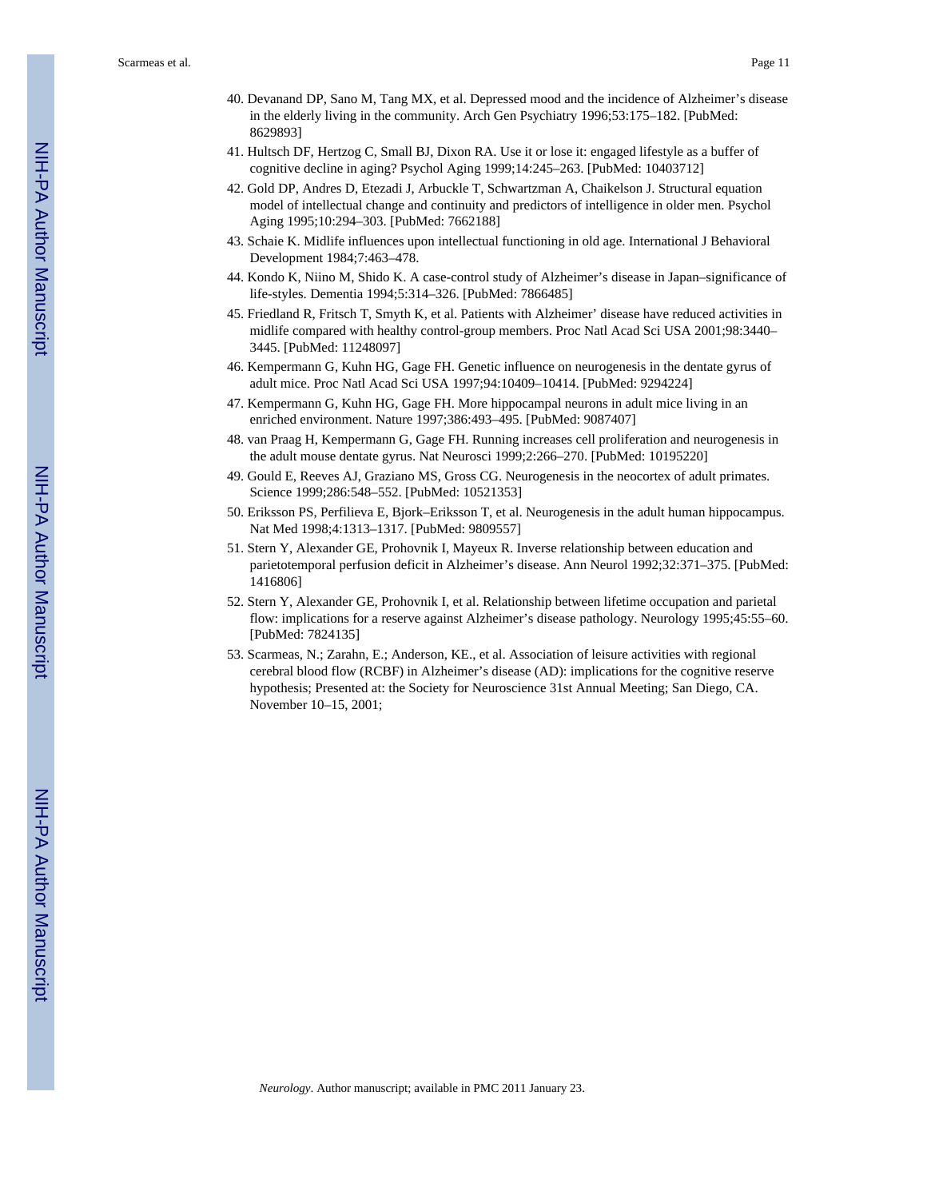40. Devanand DP, Sano M, Tang MX, et al. Depressed mood and the incidence of Alzheimer's disease in the elderly living in the community. Arch Gen Psychiatry 1996;53:175–182. [PubMed: 8629893]
41. Hultsch DF, Hertzog C, Small BJ, Dixon RA. Use it or lose it: engaged lifestyle as a buffer of cognitive decline in aging? Psychol Aging 1999;14:245–263. [PubMed: 10403712]
42. Gold DP, Andres D, Etezadi J, Arbuckle T, Schwartzman A, Chaikelson J. Structural equation model of intellectual change and continuity and predictors of intelligence in older men. Psychol Aging 1995;10:294–303. [PubMed: 7662188]
43. Schaie K. Midlife influences upon intellectual functioning in old age. International J Behavioral Development 1984;7:463–478.
44. Kondo K, Niino M, Shido K. A case-control study of Alzheimer's disease in Japan–significance of life-styles. Dementia 1994;5:314–326. [PubMed: 7866485]
45. Friedland R, Fritsch T, Smyth K, et al. Patients with Alzheimer' disease have reduced activities in midlife compared with healthy control-group members. Proc Natl Acad Sci USA 2001;98:3440–3445. [PubMed: 11248097]
46. Kempermann G, Kuhn HG, Gage FH. Genetic influence on neurogenesis in the dentate gyrus of adult mice. Proc Natl Acad Sci USA 1997;94:10409–10414. [PubMed: 9294224]
47. Kempermann G, Kuhn HG, Gage FH. More hippocampal neurons in adult mice living in an enriched environment. Nature 1997;386:493–495. [PubMed: 9087407]
48. van Praag H, Kempermann G, Gage FH. Running increases cell proliferation and neurogenesis in the adult mouse dentate gyrus. Nat Neurosci 1999;2:266–270. [PubMed: 10195220]
49. Gould E, Reeves AJ, Graziano MS, Gross CG. Neurogenesis in the neocortex of adult primates. Science 1999;286:548–552. [PubMed: 10521353]
50. Eriksson PS, Perfilieva E, Bjork–Eriksson T, et al. Neurogenesis in the adult human hippocampus. Nat Med 1998;4:1313–1317. [PubMed: 9809557]
51. Stern Y, Alexander GE, Prohovnik I, Mayeux R. Inverse relationship between education and parietotemporal perfusion deficit in Alzheimer's disease. Ann Neurol 1992;32:371–375. [PubMed: 1416806]
52. Stern Y, Alexander GE, Prohovnik I, et al. Relationship between lifetime occupation and parietal flow: implications for a reserve against Alzheimer's disease pathology. Neurology 1995;45:55–60. [PubMed: 7824135]
53. Scarmeas, N.; Zarahn, E.; Anderson, KE., et al. Association of leisure activities with regional cerebral blood flow (RCBF) in Alzheimer's disease (AD): implications for the cognitive reserve hypothesis; Presented at: the Society for Neuroscience 31st Annual Meeting; San Diego, CA. November 10–15, 2001;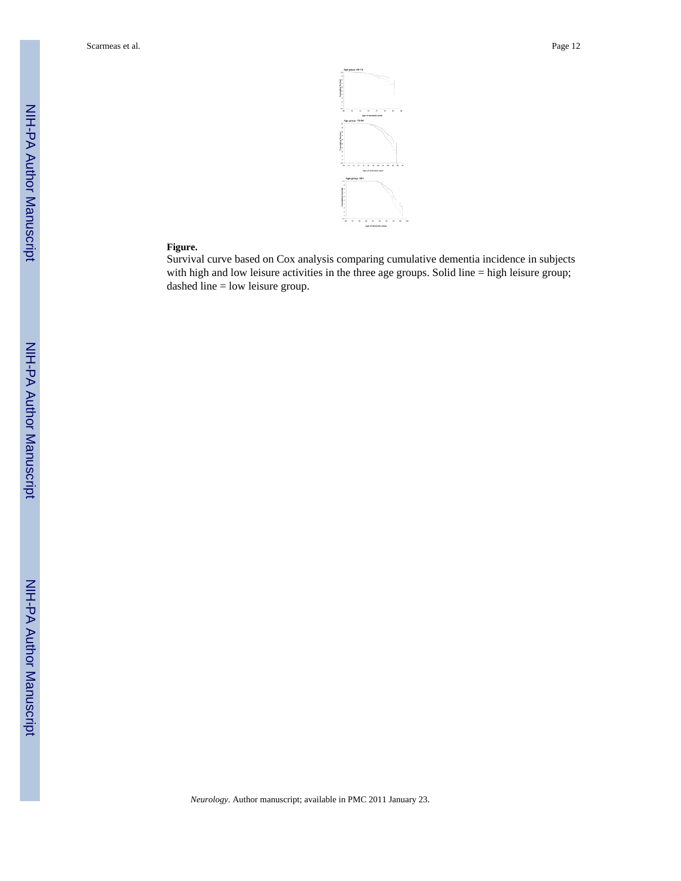**Figure.**

Survival curve based on Cox analysis comparing cumulative dementia incidence in subjects with high and low leisure activities in the three age groups. Solid line = high leisure group; dashed line = low leisure group.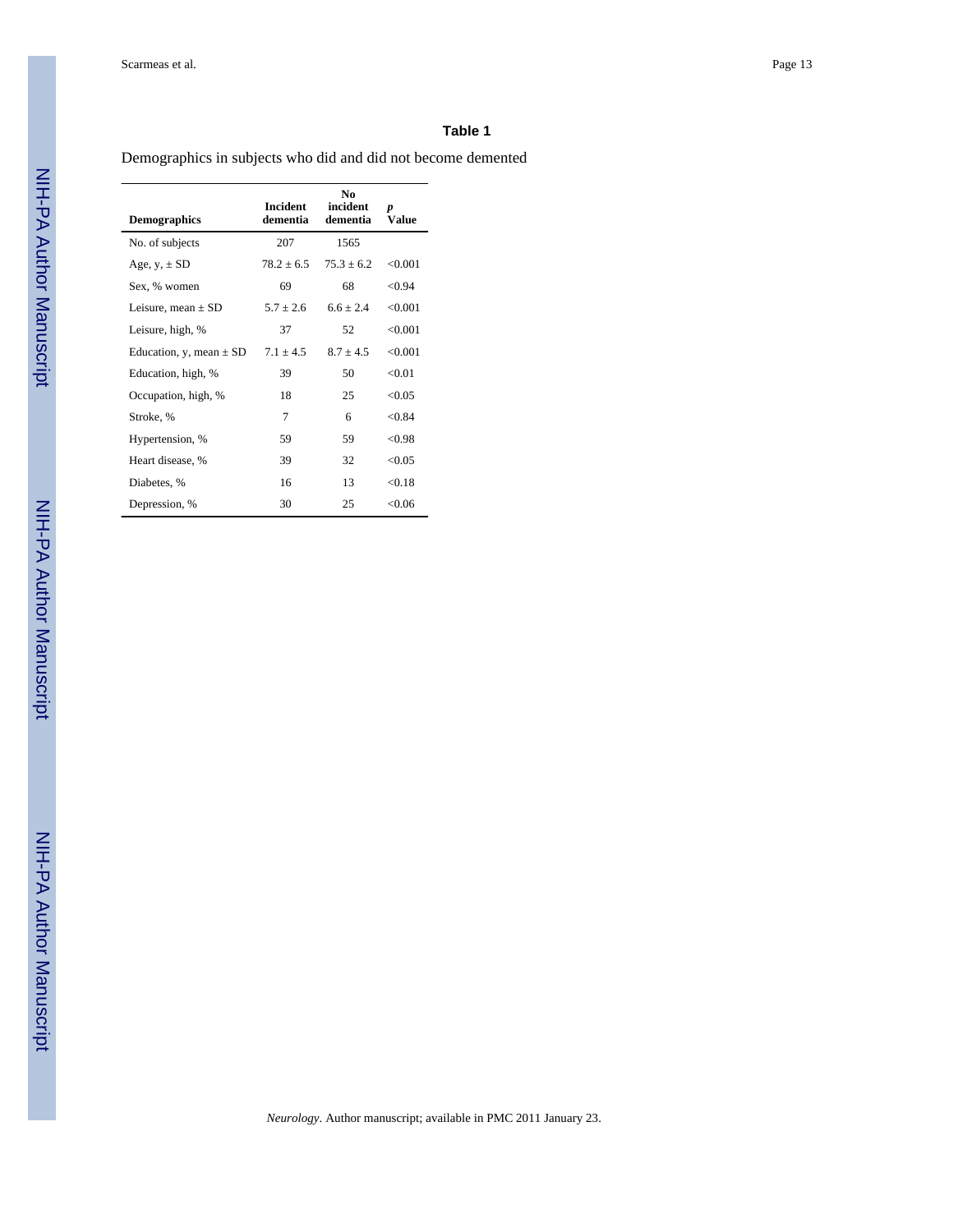## Table 1

Demographics in subjects who did and did not become demented

| Demographics | Incident dementia | No incident dementia | *p* Value |
|---|---|---|---|
| No. of subjects | 207 | 1565 | |
| Age, y, ± SD | 78.2 ± 6.5 | 75.3 ± 6.2 | <0.001 |
| Sex, % women | 69 | 68 | <0.94 |
| Leisure, mean ± SD | 5.7 ± 2.6 | 6.6 ± 2.4 | <0.001 |
| Leisure, high, % | 37 | 52 | <0.001 |
| Education, y, mean ± SD | 7.1 ± 4.5 | 8.7 ± 4.5 | <0.001 |
| Education, high, % | 39 | 50 | <0.01 |
| Occupation, high, % | 18 | 25 | <0.05 |
| Stroke, % | 7 | 6 | <0.84 |
| Hypertension, % | 59 | 59 | <0.98 |
| Heart disease, % | 39 | 32 | <0.05 |
| Diabetes, % | 16 | 13 | <0.18 |
| Depression, % | 30 | 25 | <0.06 |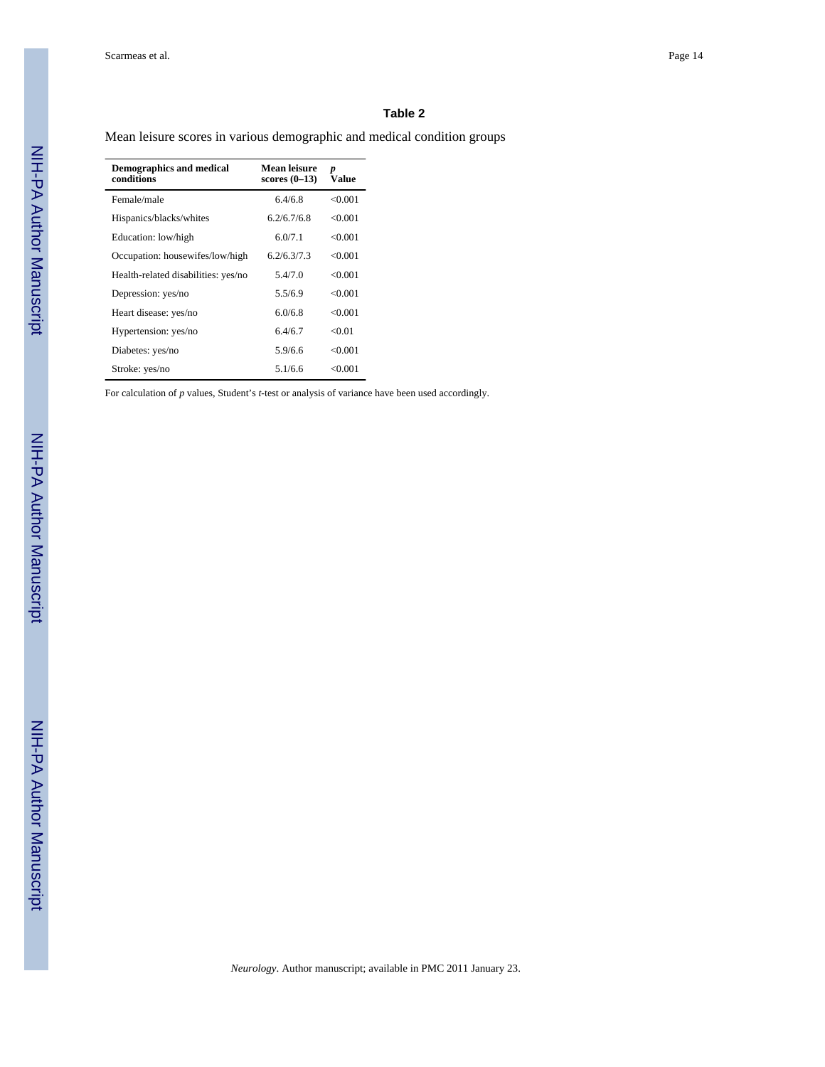**Table 2**

Mean leisure scores in various demographic and medical condition groups

| Demographics and medical conditions | Mean leisure scores (0–13) | *p* Value |
| --- | --- | --- |
| Female/male | 6.4/6.8 | <0.001 |
| Hispanics/blacks/whites | 6.2/6.7/6.8 | <0.001 |
| Education: low/high | 6.0/7.1 | <0.001 |
| Occupation: housewifes/low/high | 6.2/6.3/7.3 | <0.001 |
| Health-related disabilities: yes/no | 5.4/7.0 | <0.001 |
| Depression: yes/no | 5.5/6.9 | <0.001 |
| Heart disease: yes/no | 6.0/6.8 | <0.001 |
| Hypertension: yes/no | 6.4/6.7 | <0.01 |
| Diabetes: yes/no | 5.9/6.6 | <0.001 |
| Stroke: yes/no | 5.1/6.6 | <0.001 |

For calculation of *p* values, Student's *t*-test or analysis of variance have been used accordingly.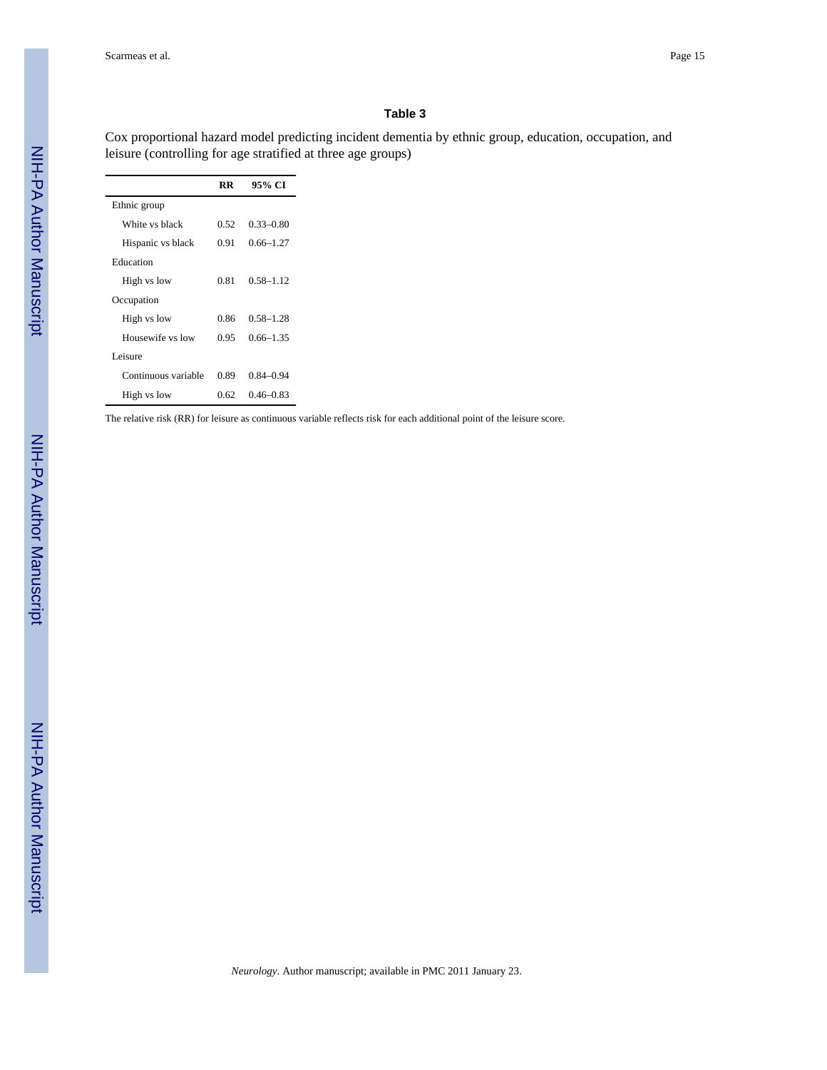## Table 3

Cox proportional hazard model predicting incident dementia by ethnic group, education, occupation, and leisure (controlling for age stratified at three age groups)

| | RR | 95% CI |
|---|---|---|
| Ethnic group | | |
| White vs black | 0.52 | 0.33–0.80 |
| Hispanic vs black | 0.91 | 0.66–1.27 |
| Education | | |
| High vs low | 0.81 | 0.58–1.12 |
| Occupation | | |
| High vs low | 0.86 | 0.58–1.28 |
| Housewife vs low | 0.95 | 0.66–1.35 |
| Leisure | | |
| Continuous variable | 0.89 | 0.84–0.94 |
| High vs low | 0.62 | 0.46–0.83 |

The relative risk (RR) for leisure as continuous variable reflects risk for each additional point of the leisure score.